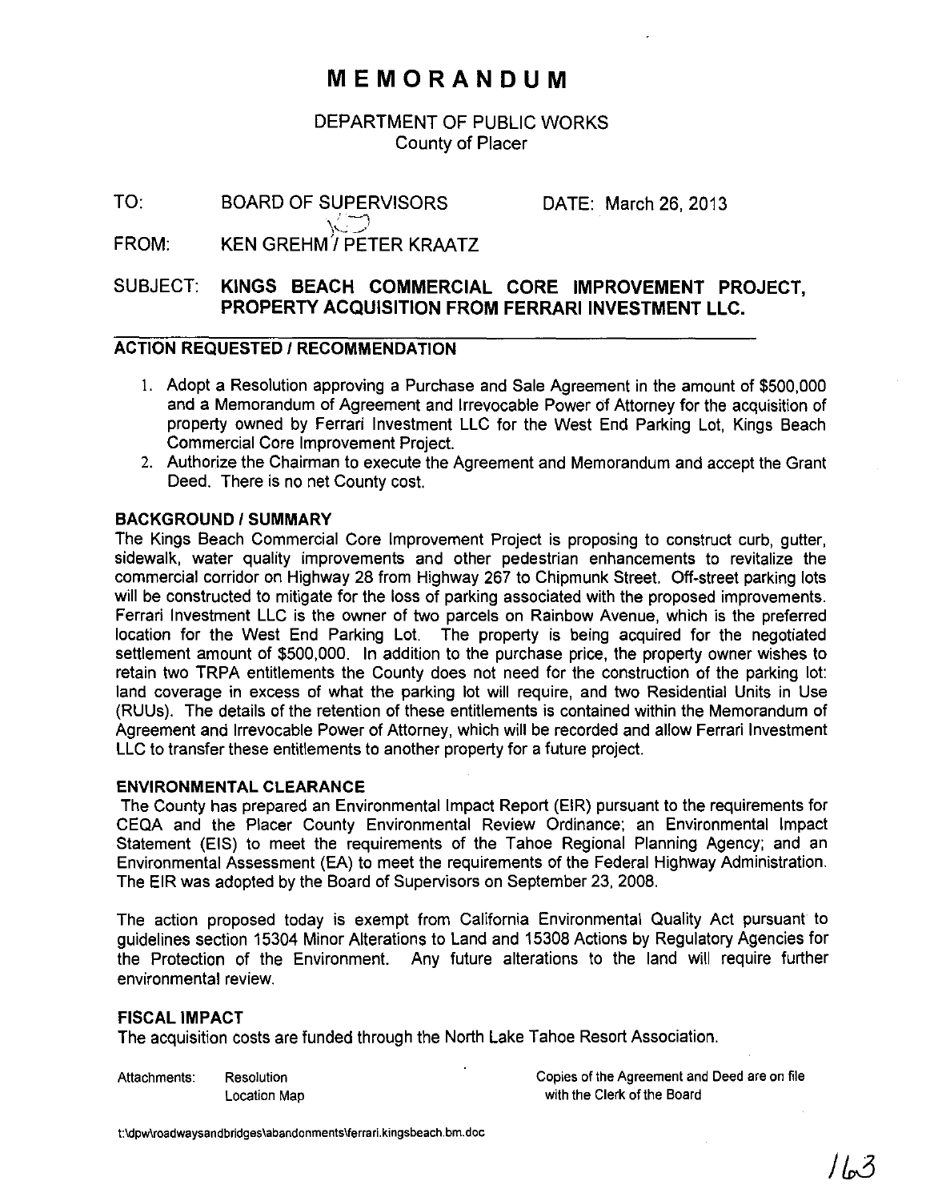# MEMORANDUM

DEPARTMENT OF PUBLIC WORKS
County of Placer

TO: BOARD OF SUPERVISORS DATE: March 26, 2013

FROM: KEN GREHM / PETER KRAATZ

SUBJECT: **KINGS BEACH COMMERCIAL CORE IMPROVEMENT PROJECT, PROPERTY ACQUISITION FROM FERRARI INVESTMENT LLC.**

## ACTION REQUESTED / RECOMMENDATION

1. Adopt a Resolution approving a Purchase and Sale Agreement in the amount of $500,000 and a Memorandum of Agreement and Irrevocable Power of Attorney for the acquisition of property owned by Ferrari Investment LLC for the West End Parking Lot, Kings Beach Commercial Core Improvement Project.
2. Authorize the Chairman to execute the Agreement and Memorandum and accept the Grant Deed. There is no net County cost.

## BACKGROUND / SUMMARY

The Kings Beach Commercial Core Improvement Project is proposing to construct curb, gutter, sidewalk, water quality improvements and other pedestrian enhancements to revitalize the commercial corridor on Highway 28 from Highway 267 to Chipmunk Street. Off-street parking lots will be constructed to mitigate for the loss of parking associated with the proposed improvements. Ferrari Investment LLC is the owner of two parcels on Rainbow Avenue, which is the preferred location for the West End Parking Lot. The property is being acquired for the negotiated settlement amount of $500,000. In addition to the purchase price, the property owner wishes to retain two TRPA entitlements the County does not need for the construction of the parking lot: land coverage in excess of what the parking lot will require, and two Residential Units in Use (RUUs). The details of the retention of these entitlements is contained within the Memorandum of Agreement and Irrevocable Power of Attorney, which will be recorded and allow Ferrari Investment LLC to transfer these entitlements to another property for a future project.

## ENVIRONMENTAL CLEARANCE

The County has prepared an Environmental Impact Report (EIR) pursuant to the requirements for CEQA and the Placer County Environmental Review Ordinance; an Environmental Impact Statement (EIS) to meet the requirements of the Tahoe Regional Planning Agency; and an Environmental Assessment (EA) to meet the requirements of the Federal Highway Administration. The EIR was adopted by the Board of Supervisors on September 23, 2008.

The action proposed today is exempt from California Environmental Quality Act pursuant to guidelines section 15304 Minor Alterations to Land and 15308 Actions by Regulatory Agencies for the Protection of the Environment. Any future alterations to the land will require further environmental review.

## FISCAL IMPACT

The acquisition costs are funded through the North Lake Tahoe Resort Association.

Attachments: Resolution
Location Map

Copies of the Agreement and Deed are on file with the Clerk of the Board

t:\dpw\roadwaysandbridges\abandonments\ferrari.kingsbeach.bm.doc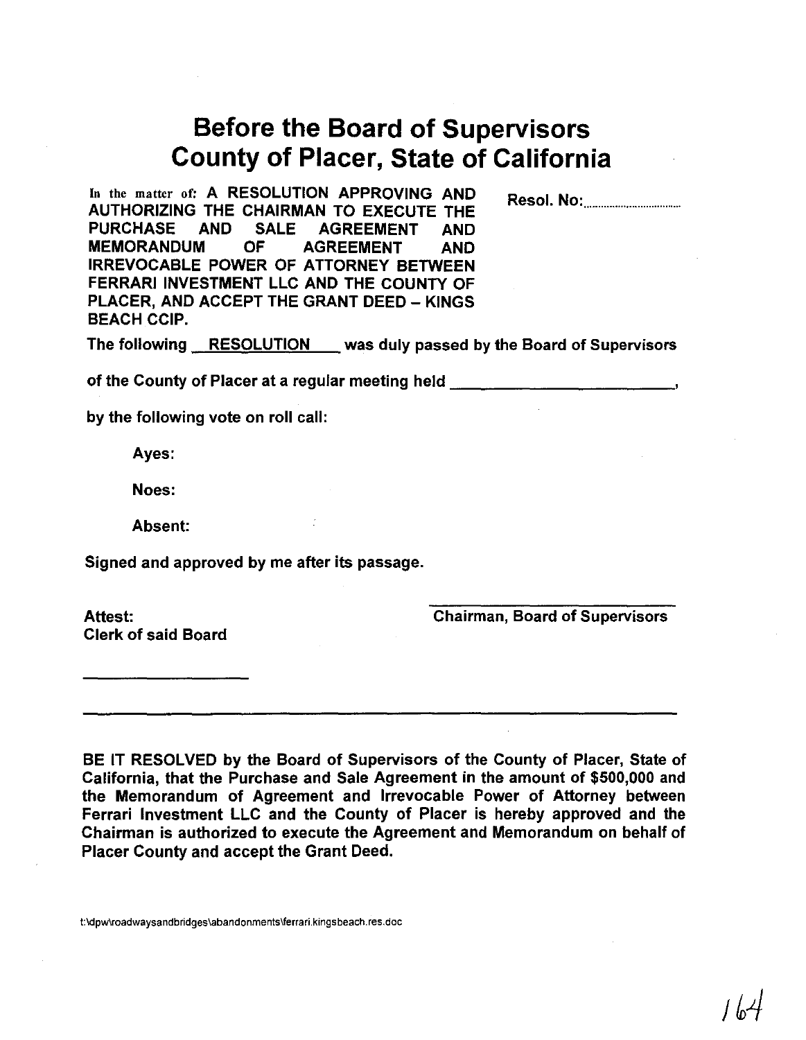# Before the Board of Supervisors
# County of Placer, State of California

In the matter of: **A RESOLUTION APPROVING AND AUTHORIZING THE CHAIRMAN TO EXECUTE THE PURCHASE AND SALE AGREEMENT AND MEMORANDUM OF AGREEMENT AND IRREVOCABLE POWER OF ATTORNEY BETWEEN FERRARI INVESTMENT LLC AND THE COUNTY OF PLACER, AND ACCEPT THE GRANT DEED – KINGS BEACH CCIP.**

**Resol. No:** ..............................

**The following RESOLUTION was duly passed by the Board of Supervisors of the County of Placer at a regular meeting held \_\_\_\_\_\_\_\_\_\_\_\_\_\_\_\_\_\_\_\_\_\_\_\_\_,**

**by the following vote on roll call:**

**Ayes:**

**Noes:**

**Absent:**

**Signed and approved by me after its passage.**

**Attest:**
**Clerk of said Board**

\_\_\_\_\_\_\_\_\_\_\_\_\_\_\_\_\_\_\_\_

\_\_\_\_\_\_\_\_\_\_\_\_\_\_\_\_\_\_\_\_\_\_\_\_\_\_\_\_\_\_
**Chairman, Board of Supervisors**

---

**BE IT RESOLVED by the Board of Supervisors of the County of Placer, State of California, that the Purchase and Sale Agreement in the amount of $500,000 and the Memorandum of Agreement and Irrevocable Power of Attorney between Ferrari Investment LLC and the County of Placer is hereby approved and the Chairman is authorized to execute the Agreement and Memorandum on behalf of Placer County and accept the Grant Deed.**

t:\dpw\roadwaysandbridges\abandonments\ferrari.kingsbeach.res.doc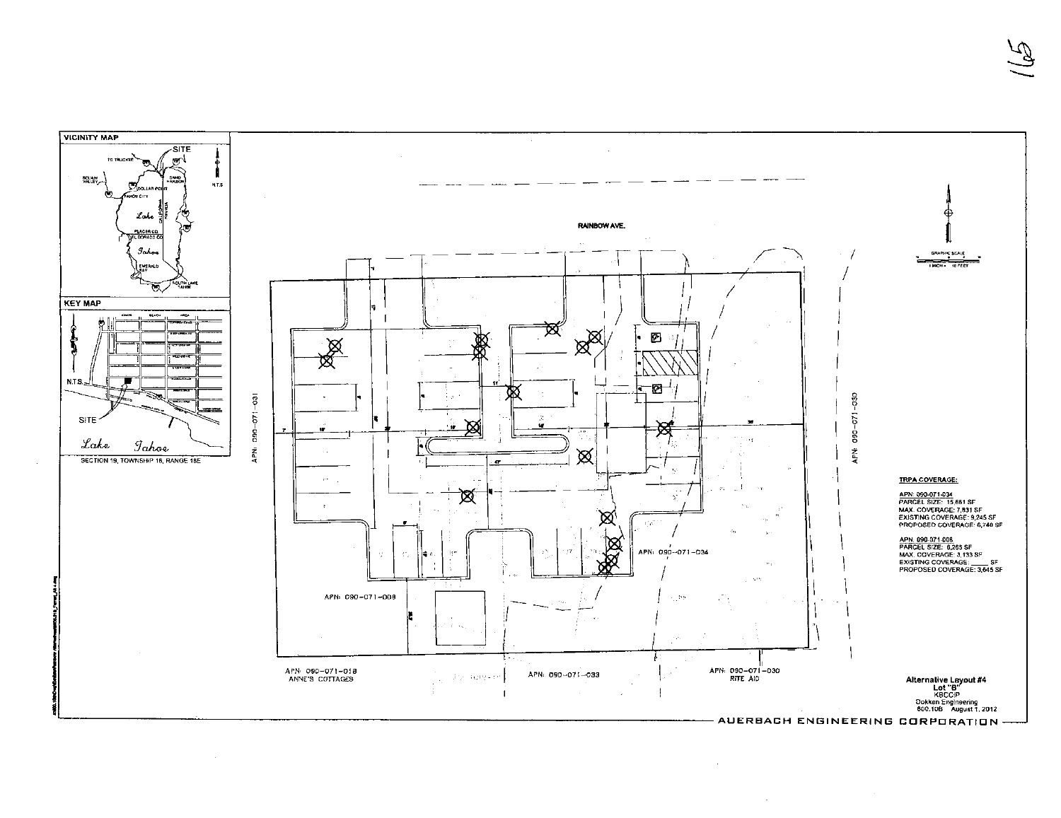VICINITY MAP

SITE

KEY MAP

SITE

*Lake Tahoe*

SECTION 19, TOWNSHIP 16, RANGE 18E

RAINBOW AVE.

APN: 090-071-031

APN: 090-071-030

APN: 090-071-034

APN: 090-071-008

APN: 090-071-018
ANNE'S COTTAGES

APN: 090-071-033

APN: 090-071-030
RITE AID

**TRPA COVERAGE:**

APN: 090-071-034
PARCEL SIZE: 15,661 SF
MAX. COVERAGE: 7,831 SF
EXISTING COVERAGE: 9,245 SF
PROPOSED COVERAGE: 6,740 SF

APN: 090-071-008
PARCEL SIZE: 6,265 SF
MAX. COVERAGE: 3,133 SF
EXISTING COVERAGE: _____ SF
PROPOSED COVERAGE: 3,645 SF

**Alternative Layout #4**
**Lot "B"**
KBCCIP
Dokken Engineering
600.10B August 1, 2012

AUERBACH ENGINEERING CORPORATION